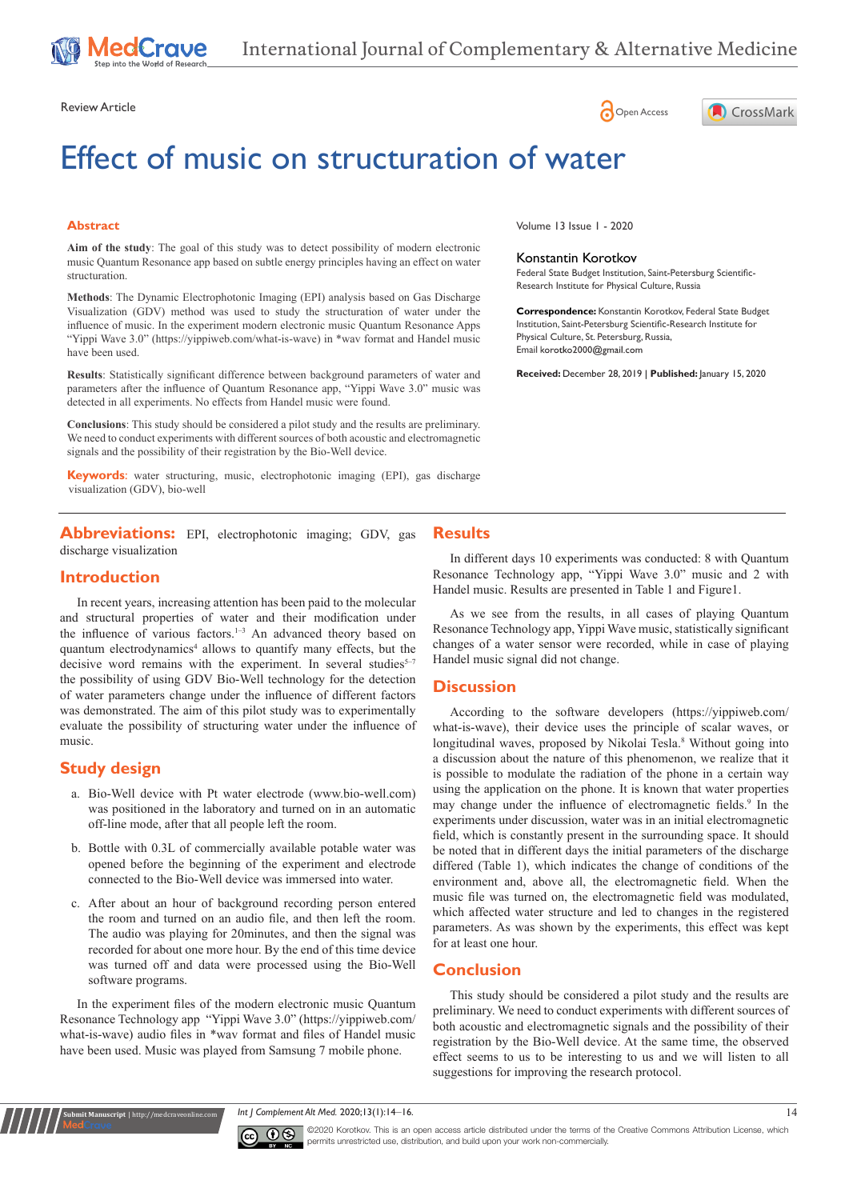Review Article

# Effect of music on structuration of water

## Abstract

**Aim of the study**: The goal of this study was to detect possibility of modern electronic music Quantum Resonance app based on subtle energy principles having an effect on water structuration.

**Methods**: The Dynamic Electrophotonic Imaging (EPI) analysis based on Gas Discharge Visualization (GDV) method was used to study the structuration of water under the influence of music. In the experiment modern electronic music Quantum Resonance Apps "Yippi Wave 3.0" (https://yippiweb.com/what-is-wave) in *wav format and Handel music have been used.

**Results**: Statistically significant difference between background parameters of water and parameters after the influence of Quantum Resonance app, "Yippi Wave 3.0" music was detected in all experiments. No effects from Handel music were found.

**Conclusions**: This study should be considered a pilot study and the results are preliminary. We need to conduct experiments with different sources of both acoustic and electromagnetic signals and the possibility of their registration by the Bio-Well device.

**Keywords**: water structuring, music, electrophotonic imaging (EPI), gas discharge visualization (GDV), bio-well

Volume 13 Issue 1 - 2020

**Konstantin Korotkov**

Federal State Budget Institution, Saint-Petersburg Scientific-Research Institute for Physical Culture, Russia

**Correspondence:** Konstantin Korotkov, Federal State Budget Institution, Saint-Petersburg Scientific-Research Institute for Physical Culture, St. Petersburg, Russia, Email korotko2000@gmail.com

**Received:** December 28, 2019 | **Published:** January 15, 2020

## Abbreviations:

EPI, electrophotonic imaging; GDV, gas discharge visualization

## Introduction

In recent years, increasing attention has been paid to the molecular and structural properties of water and their modification under the influence of various factors.[1–3] An advanced theory based on quantum electrodynamics[4] allows to quantify many effects, but the decisive word remains with the experiment. In several studies[5–7] the possibility of using GDV Bio-Well technology for the detection of water parameters change under the influence of different factors was demonstrated. The aim of this pilot study was to experimentally evaluate the possibility of structuring water under the influence of music.

## Study design

a. Bio-Well device with Pt water electrode (www.bio-well.com) was positioned in the laboratory and turned on in an automatic off-line mode, after that all people left the room.

b. Bottle with 0.3L of commercially available potable water was opened before the beginning of the experiment and electrode connected to the Bio-Well device was immersed into water.

c. After about an hour of background recording person entered the room and turned on an audio file, and then left the room. The audio was playing for 20minutes, and then the signal was recorded for about one more hour. By the end of this time device was turned off and data were processed using the Bio-Well software programs.

In the experiment files of the modern electronic music Quantum Resonance Technology app "Yippi Wave 3.0" (https://yippiweb.com/what-is-wave) audio files in *wav format and files of Handel music have been used. Music was played from Samsung 7 mobile phone.

## Results

In different days 10 experiments was conducted: 8 with Quantum Resonance Technology app, "Yippi Wave 3.0" music and 2 with Handel music. Results are presented in Table 1 and Figure1.

As we see from the results, in all cases of playing Quantum Resonance Technology app, Yippi Wave music, statistically significant changes of a water sensor were recorded, while in case of playing Handel music signal did not change.

## Discussion

According to the software developers (https://yippiweb.com/what-is-wave), their device uses the principle of scalar waves, or longitudinal waves, proposed by Nikolai Tesla.[8] Without going into a discussion about the nature of this phenomenon, we realize that it is possible to modulate the radiation of the phone in a certain way using the application on the phone. It is known that water properties may change under the influence of electromagnetic fields.[9] In the experiments under discussion, water was in an initial electromagnetic field, which is constantly present in the surrounding space. It should be noted that in different days the initial parameters of the discharge differed (Table 1), which indicates the change of conditions of the environment and, above all, the electromagnetic field. When the music file was turned on, the electromagnetic field was modulated, which affected water structure and led to changes in the registered parameters. As was shown by the experiments, this effect was kept for at least one hour.

## Conclusion

This study should be considered a pilot study and the results are preliminary. We need to conduct experiments with different sources of both acoustic and electromagnetic signals and the possibility of their registration by the Bio-Well device. At the same time, the observed effect seems to us to be interesting to us and we will listen to all suggestions for improving the research protocol.

©2020 Korotkov. This is an open access article distributed under the terms of the Creative Commons Attribution License, which permits unrestricted use, distribution, and build upon your work non-commercially.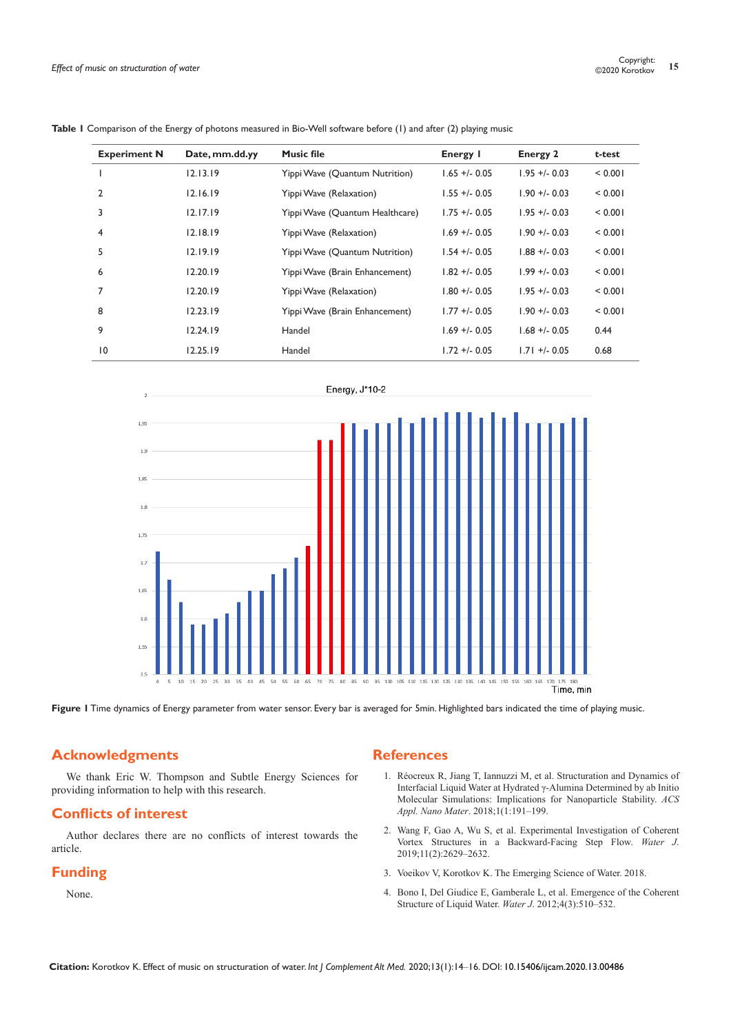**Table 1** Comparison of the Energy of photons measured in Bio-Well software before (1) and after (2) playing music

| Experiment N | Date, mm.dd.yy | Music file | Energy 1 | Energy 2 | t-test |
|---|---|---|---|---|---|
| 1 | 12.13.19 | Yippi Wave (Quantum Nutrition) | 1.65 +/- 0.05 | 1.95 +/- 0.03 | < 0.001 |
| 2 | 12.16.19 | Yippi Wave (Relaxation) | 1.55 +/- 0.05 | 1.90 +/- 0.03 | < 0.001 |
| 3 | 12.17.19 | Yippi Wave (Quantum Healthcare) | 1.75 +/- 0.05 | 1.95 +/- 0.03 | < 0.001 |
| 4 | 12.18.19 | Yippi Wave (Relaxation) | 1.69 +/- 0.05 | 1.90 +/- 0.03 | < 0.001 |
| 5 | 12.19.19 | Yippi Wave (Quantum Nutrition) | 1.54 +/- 0.05 | 1.88 +/- 0.03 | < 0.001 |
| 6 | 12.20.19 | Yippi Wave (Brain Enhancement) | 1.82 +/- 0.05 | 1.99 +/- 0.03 | < 0.001 |
| 7 | 12.20.19 | Yippi Wave (Relaxation) | 1.80 +/- 0.05 | 1.95 +/- 0.03 | < 0.001 |
| 8 | 12.23.19 | Yippi Wave (Brain Enhancement) | 1.77 +/- 0.05 | 1.90 +/- 0.03 | < 0.001 |
| 9 | 12.24.19 | Handel | 1.69 +/- 0.05 | 1.68 +/- 0.05 | 0.44 |
| 10 | 12.25.19 | Handel | 1.72 +/- 0.05 | 1.71 +/- 0.05 | 0.68 |

**Figure 1** Time dynamics of Energy parameter from water sensor. Every bar is averaged for 5min. Highlighted bars indicated the time of playing music.

## Acknowledgments

We thank Eric W. Thompson and Subtle Energy Sciences for providing information to help with this research.

## Conflicts of interest

Author declares there are no conflicts of interest towards the article.

## Funding

None.

## References

1. Réocreux R, Jiang T, Iannuzzi M, et al. Structuration and Dynamics of Interfacial Liquid Water at Hydrated γ-Alumina Determined by ab Initio Molecular Simulations: Implications for Nanoparticle Stability. *ACS Appl. Nano Mater*. 2018;1(1:191–199.
2. Wang F, Gao A, Wu S, et al. Experimental Investigation of Coherent Vortex Structures in a Backward-Facing Step Flow. *Water J*. 2019;11(2):2629–2632.
3. Voeikov V, Korotkov K. The Emerging Science of Water. 2018.
4. Bono I, Del Giudice E, Gamberale L, et al. Emergence of the Coherent Structure of Liquid Water. *Water J*. 2012;4(3):510–532.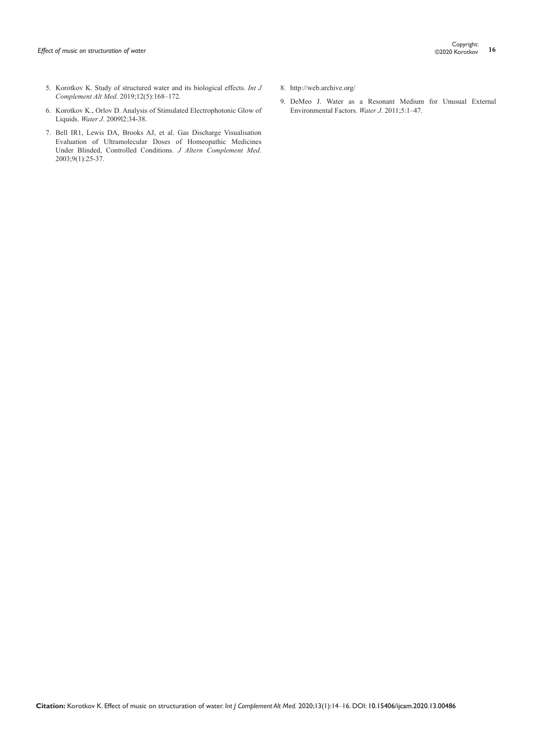5. Korotkov K. Study of structured water and its biological effects. *Int J Complement Alt Med*. 2019;12(5):168–172.
6. Korotkov K., Orlov D. Analysis of Stimulated Electrophotonic Glow of Liquids. *Water J*. 2009l2:34-38.
7. Bell IR1, Lewis DA, Brooks AJ, et al. Gas Discharge Visualisation Evaluation of Ultramolecular Doses of Homeopathic Medicines Under Blinded, Controlled Conditions. *J Altern Complement Med*. 2003;9(1):25-37.
8. http://web.archive.org/
9. DeMeo J. Water as a Resonant Medium for Unusual External Environmental Factors. *Water J*. 2011;5:1–47.

**Citation:** Korotkov K. Effect of music on structuration of water. *Int J Complement Alt Med.* 2020;13(1):14‒16. DOI: 10.15406/ijcam.2020.13.00486